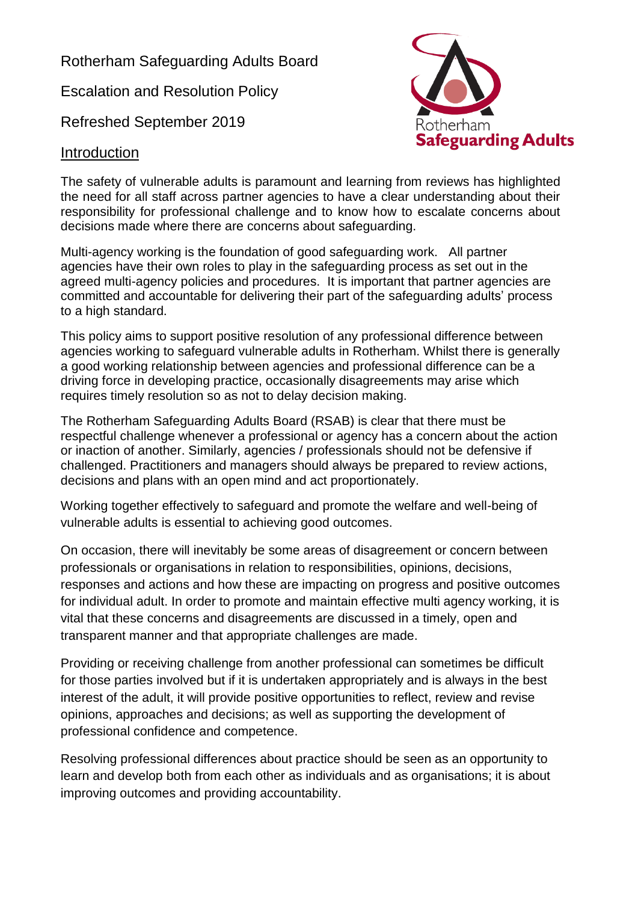Rotherham Safeguarding Adults Board

Escalation and Resolution Policy

Refreshed September 2019

## Introduction

The safety of vulnerable adults is paramount and learning from reviews has highlighted the need for all staff across partner agencies to have a clear understanding about their responsibility for professional challenge and to know how to escalate concerns about decisions made where there are concerns about safeguarding.

Multi-agency working is the foundation of good safeguarding work. All partner agencies have their own roles to play in the safeguarding process as set out in the agreed multi-agency policies and procedures. It is important that partner agencies are committed and accountable for delivering their part of the safeguarding adults' process to a high standard.

This policy aims to support positive resolution of any professional difference between agencies working to safeguard vulnerable adults in Rotherham. Whilst there is generally a good working relationship between agencies and professional difference can be a driving force in developing practice, occasionally disagreements may arise which requires timely resolution so as not to delay decision making.

The Rotherham Safeguarding Adults Board (RSAB) is clear that there must be respectful challenge whenever a professional or agency has a concern about the action or inaction of another. Similarly, agencies / professionals should not be defensive if challenged. Practitioners and managers should always be prepared to review actions, decisions and plans with an open mind and act proportionately.

Working together effectively to safeguard and promote the welfare and well-being of vulnerable adults is essential to achieving good outcomes.

On occasion, there will inevitably be some areas of disagreement or concern between professionals or organisations in relation to responsibilities, opinions, decisions, responses and actions and how these are impacting on progress and positive outcomes for individual adult. In order to promote and maintain effective multi agency working, it is vital that these concerns and disagreements are discussed in a timely, open and transparent manner and that appropriate challenges are made.

Providing or receiving challenge from another professional can sometimes be difficult for those parties involved but if it is undertaken appropriately and is always in the best interest of the adult, it will provide positive opportunities to reflect, review and revise opinions, approaches and decisions; as well as supporting the development of professional confidence and competence.

Resolving professional differences about practice should be seen as an opportunity to learn and develop both from each other as individuals and as organisations; it is about improving outcomes and providing accountability.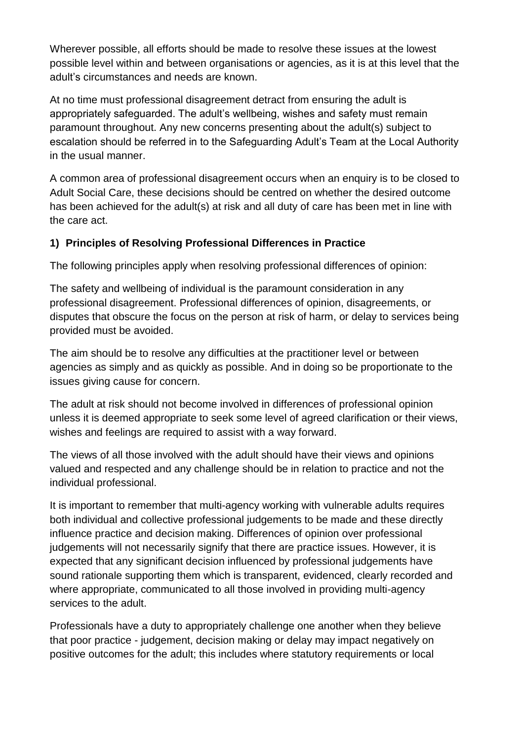Wherever possible, all efforts should be made to resolve these issues at the lowest possible level within and between organisations or agencies, as it is at this level that the adult's circumstances and needs are known.

At no time must professional disagreement detract from ensuring the adult is appropriately safeguarded. The adult's wellbeing, wishes and safety must remain paramount throughout. Any new concerns presenting about the adult(s) subject to escalation should be referred in to the Safeguarding Adult's Team at the Local Authority in the usual manner.

A common area of professional disagreement occurs when an enquiry is to be closed to Adult Social Care, these decisions should be centred on whether the desired outcome has been achieved for the adult(s) at risk and all duty of care has been met in line with the care act.

## 1) Principles of Resolving Professional Differences in Practice

The following principles apply when resolving professional differences of opinion:

The safety and wellbeing of individual is the paramount consideration in any professional disagreement. Professional differences of opinion, disagreements, or disputes that obscure the focus on the person at risk of harm, or delay to services being provided must be avoided.

The aim should be to resolve any difficulties at the practitioner level or between agencies as simply and as quickly as possible. And in doing so be proportionate to the issues giving cause for concern.

The adult at risk should not become involved in differences of professional opinion unless it is deemed appropriate to seek some level of agreed clarification or their views, wishes and feelings are required to assist with a way forward.

The views of all those involved with the adult should have their views and opinions valued and respected and any challenge should be in relation to practice and not the individual professional.

It is important to remember that multi-agency working with vulnerable adults requires both individual and collective professional judgements to be made and these directly influence practice and decision making. Differences of opinion over professional judgements will not necessarily signify that there are practice issues. However, it is expected that any significant decision influenced by professional judgements have sound rationale supporting them which is transparent, evidenced, clearly recorded and where appropriate, communicated to all those involved in providing multi-agency services to the adult.

Professionals have a duty to appropriately challenge one another when they believe that poor practice - judgement, decision making or delay may impact negatively on positive outcomes for the adult; this includes where statutory requirements or local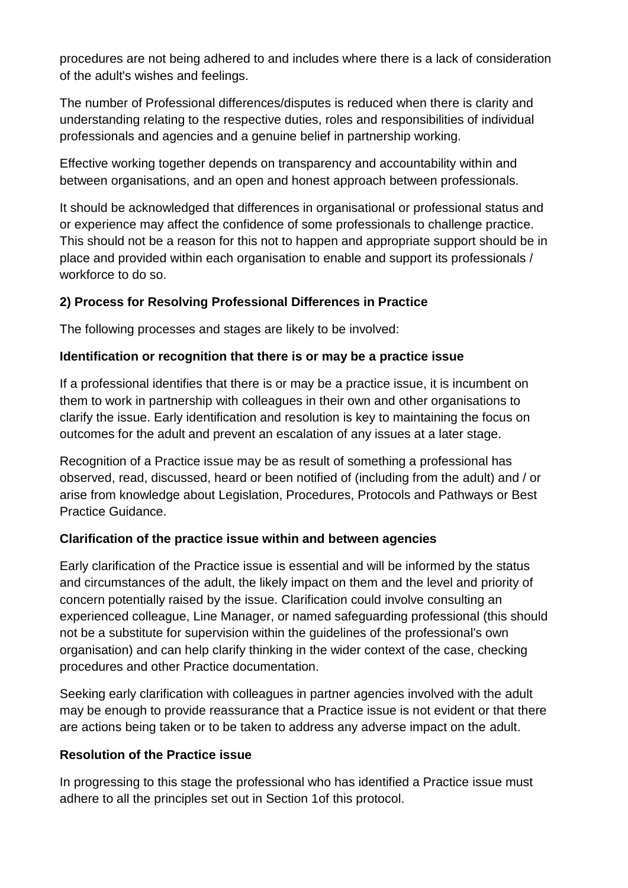procedures are not being adhered to and includes where there is a lack of consideration of the adult's wishes and feelings.

The number of Professional differences/disputes is reduced when there is clarity and understanding relating to the respective duties, roles and responsibilities of individual professionals and agencies and a genuine belief in partnership working.

Effective working together depends on transparency and accountability within and between organisations, and an open and honest approach between professionals.

It should be acknowledged that differences in organisational or professional status and or experience may affect the confidence of some professionals to challenge practice. This should not be a reason for this not to happen and appropriate support should be in place and provided within each organisation to enable and support its professionals / workforce to do so.

**2) Process for Resolving Professional Differences in Practice**

The following processes and stages are likely to be involved:

**Identification or recognition that there is or may be a practice issue**

If a professional identifies that there is or may be a practice issue, it is incumbent on them to work in partnership with colleagues in their own and other organisations to clarify the issue. Early identification and resolution is key to maintaining the focus on outcomes for the adult and prevent an escalation of any issues at a later stage.

Recognition of a Practice issue may be as result of something a professional has observed, read, discussed, heard or been notified of (including from the adult) and / or arise from knowledge about Legislation, Procedures, Protocols and Pathways or Best Practice Guidance.

**Clarification of the practice issue within and between agencies**

Early clarification of the Practice issue is essential and will be informed by the status and circumstances of the adult, the likely impact on them and the level and priority of concern potentially raised by the issue. Clarification could involve consulting an experienced colleague, Line Manager, or named safeguarding professional (this should not be a substitute for supervision within the guidelines of the professional's own organisation) and can help clarify thinking in the wider context of the case, checking procedures and other Practice documentation.

Seeking early clarification with colleagues in partner agencies involved with the adult may be enough to provide reassurance that a Practice issue is not evident or that there are actions being taken or to be taken to address any adverse impact on the adult.

**Resolution of the Practice issue**

In progressing to this stage the professional who has identified a Practice issue must adhere to all the principles set out in Section 1of this protocol.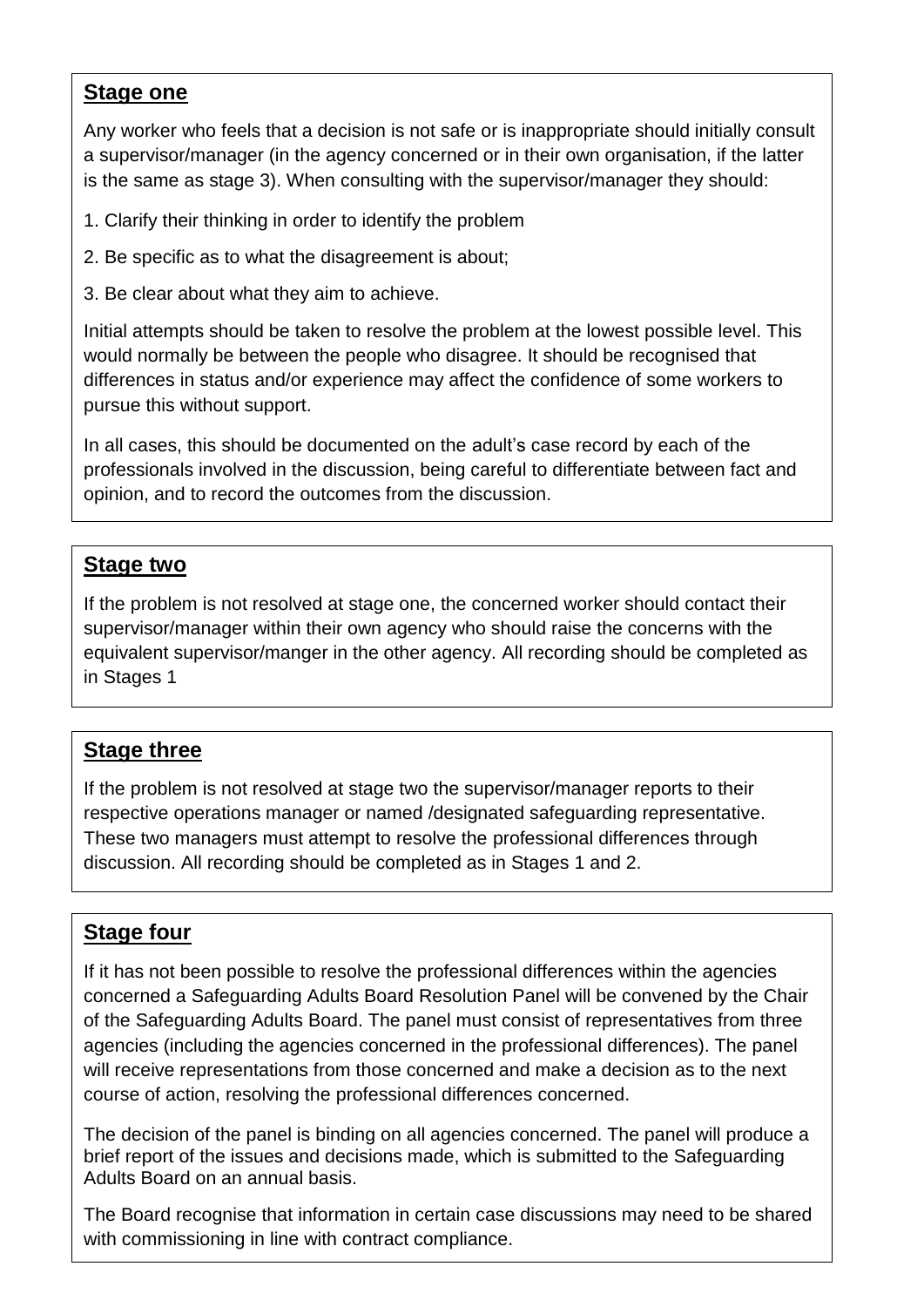## Stage one

Any worker who feels that a decision is not safe or is inappropriate should initially consult a supervisor/manager (in the agency concerned or in their own organisation, if the latter is the same as stage 3). When consulting with the supervisor/manager they should:

1. Clarify their thinking in order to identify the problem
2. Be specific as to what the disagreement is about;
3. Be clear about what they aim to achieve.

Initial attempts should be taken to resolve the problem at the lowest possible level. This would normally be between the people who disagree. It should be recognised that differences in status and/or experience may affect the confidence of some workers to pursue this without support.

In all cases, this should be documented on the adult's case record by each of the professionals involved in the discussion, being careful to differentiate between fact and opinion, and to record the outcomes from the discussion.

## Stage two

If the problem is not resolved at stage one, the concerned worker should contact their supervisor/manager within their own agency who should raise the concerns with the equivalent supervisor/manger in the other agency. All recording should be completed as in Stages 1

## Stage three

If the problem is not resolved at stage two the supervisor/manager reports to their respective operations manager or named /designated safeguarding representative. These two managers must attempt to resolve the professional differences through discussion. All recording should be completed as in Stages 1 and 2.

## Stage four

If it has not been possible to resolve the professional differences within the agencies concerned a Safeguarding Adults Board Resolution Panel will be convened by the Chair of the Safeguarding Adults Board. The panel must consist of representatives from three agencies (including the agencies concerned in the professional differences). The panel will receive representations from those concerned and make a decision as to the next course of action, resolving the professional differences concerned.

The decision of the panel is binding on all agencies concerned. The panel will produce a brief report of the issues and decisions made, which is submitted to the Safeguarding Adults Board on an annual basis.

The Board recognise that information in certain case discussions may need to be shared with commissioning in line with contract compliance.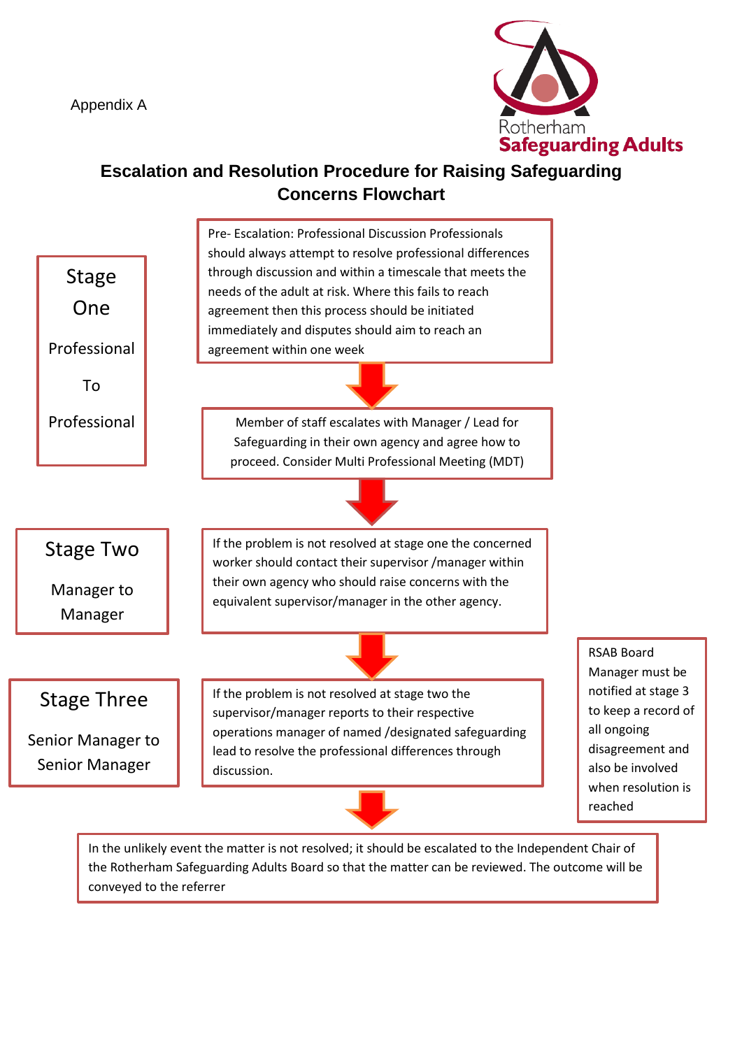Appendix A

Rotherham
**Safeguarding Adults**

## Escalation and Resolution Procedure for Raising Safeguarding Concerns Flowchart

**Stage One**

**Professional To Professional**

Pre- Escalation: Professional Discussion Professionals should always attempt to resolve professional differences through discussion and within a timescale that meets the needs of the adult at risk. Where this fails to reach agreement then this process should be initiated immediately and disputes should aim to reach an agreement within one week

↓

Member of staff escalates with Manager / Lead for Safeguarding in their own agency and agree how to proceed. Consider Multi Professional Meeting (MDT)

↓

**Stage Two**

**Manager to Manager**

If the problem is not resolved at stage one the concerned worker should contact their supervisor /manager within their own agency who should raise concerns with the equivalent supervisor/manager in the other agency.

↓

**Stage Three**

**Senior Manager to Senior Manager**

If the problem is not resolved at stage two the supervisor/manager reports to their respective operations manager of named /designated safeguarding lead to resolve the professional differences through discussion.

RSAB Board Manager must be notified at stage 3 to keep a record of all ongoing disagreement and also be involved when resolution is reached

↓

In the unlikely event the matter is not resolved; it should be escalated to the Independent Chair of the Rotherham Safeguarding Adults Board so that the matter can be reviewed. The outcome will be conveyed to the referrer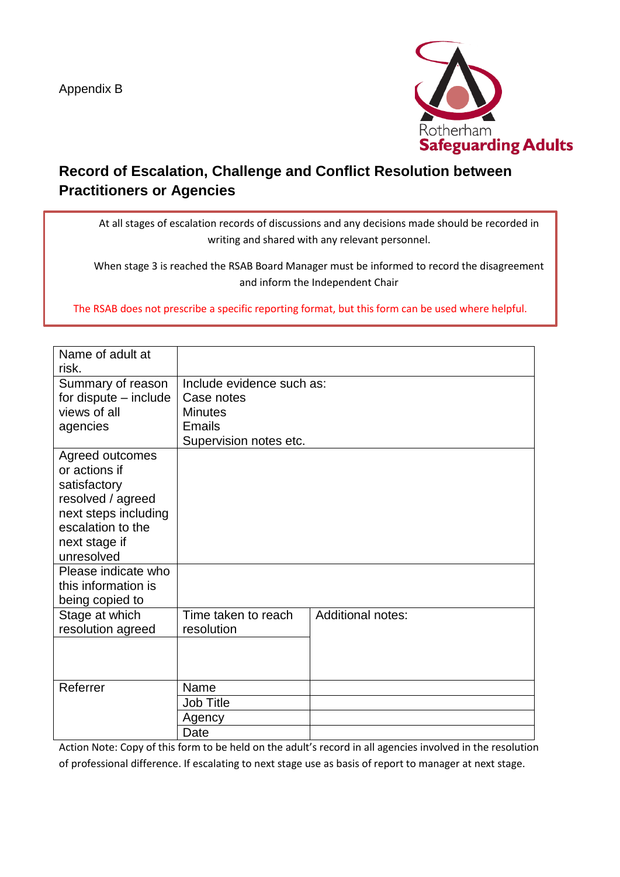Appendix B

Rotherham
Safeguarding Adults

## Record of Escalation, Challenge and Conflict Resolution between Practitioners or Agencies

At all stages of escalation records of discussions and any decisions made should be recorded in writing and shared with any relevant personnel.

When stage 3 is reached the RSAB Board Manager must be informed to record the disagreement and inform the Independent Chair

The RSAB does not prescribe a specific reporting format, but this form can be used where helpful.

| | | |
|---|---|---|
| Name of adult at risk. | | |
| Summary of reason for dispute – include views of all agencies | Include evidence such as:<br>Case notes<br>Minutes<br>Emails<br>Supervision notes etc. | |
| Agreed outcomes or actions if satisfactory resolved / agreed next steps including escalation to the next stage if unresolved | | |
| Please indicate who this information is being copied to | | |
| Stage at which resolution agreed | Time taken to reach resolution | Additional notes: |
| | | |
| Referrer | Name | |
| | Job Title | |
| | Agency | |
| | Date | |

Action Note: Copy of this form to be held on the adult's record in all agencies involved in the resolution of professional difference. If escalating to next stage use as basis of report to manager at next stage.